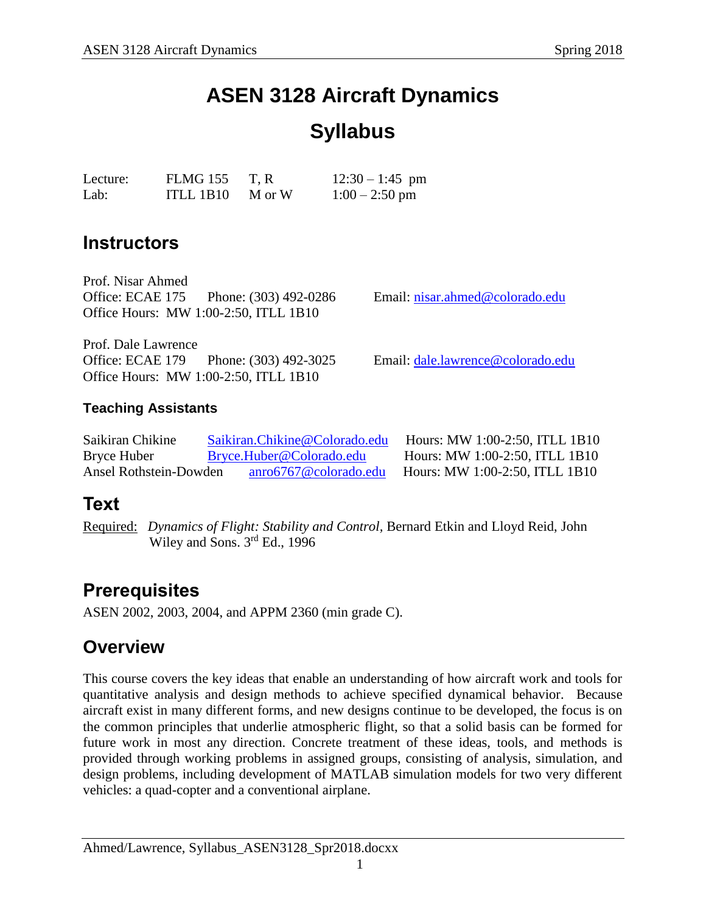// ASEN 3128 Aircraft Dynamics Syllabus — page 1

# ASEN 3128 Aircraft Dynamics

# Syllabus

| | | | |
|---|---|---|---|
| Lecture: | FLMG 155 | T, R | 12:30 – 1:45 pm |
| Lab: | ITLL 1B10 | M or W | 1:00 – 2:50 pm |

## Instructors

Prof. Nisar Ahmed
Office: ECAE 175 Phone: (303) 492-0286 Email: nisar.ahmed@colorado.edu
Office Hours: MW 1:00-2:50, ITLL 1B10

Prof. Dale Lawrence
Office: ECAE 179 Phone: (303) 492-3025 Email: dale.lawrence@colorado.edu
Office Hours: MW 1:00-2:50, ITLL 1B10

### Teaching Assistants

| | | |
|---|---|---|
| Saikiran Chikine | Saikiran.Chikine@Colorado.edu | Hours: MW 1:00-2:50, ITLL 1B10 |
| Bryce Huber | Bryce.Huber@Colorado.edu | Hours: MW 1:00-2:50, ITLL 1B10 |
| Ansel Rothstein-Dowden | anro6767@colorado.edu | Hours: MW 1:00-2:50, ITLL 1B10 |

## Text

Required: *Dynamics of Flight: Stability and Control*, Bernard Etkin and Lloyd Reid, John Wiley and Sons. 3rd Ed., 1996

## Prerequisites

ASEN 2002, 2003, 2004, and APPM 2360 (min grade C).

## Overview

This course covers the key ideas that enable an understanding of how aircraft work and tools for quantitative analysis and design methods to achieve specified dynamical behavior. Because aircraft exist in many different forms, and new designs continue to be developed, the focus is on the common principles that underlie atmospheric flight, so that a solid basis can be formed for future work in most any direction. Concrete treatment of these ideas, tools, and methods is provided through working problems in assigned groups, consisting of analysis, simulation, and design problems, including development of MATLAB simulation models for two very different vehicles: a quad-copter and a conventional airplane.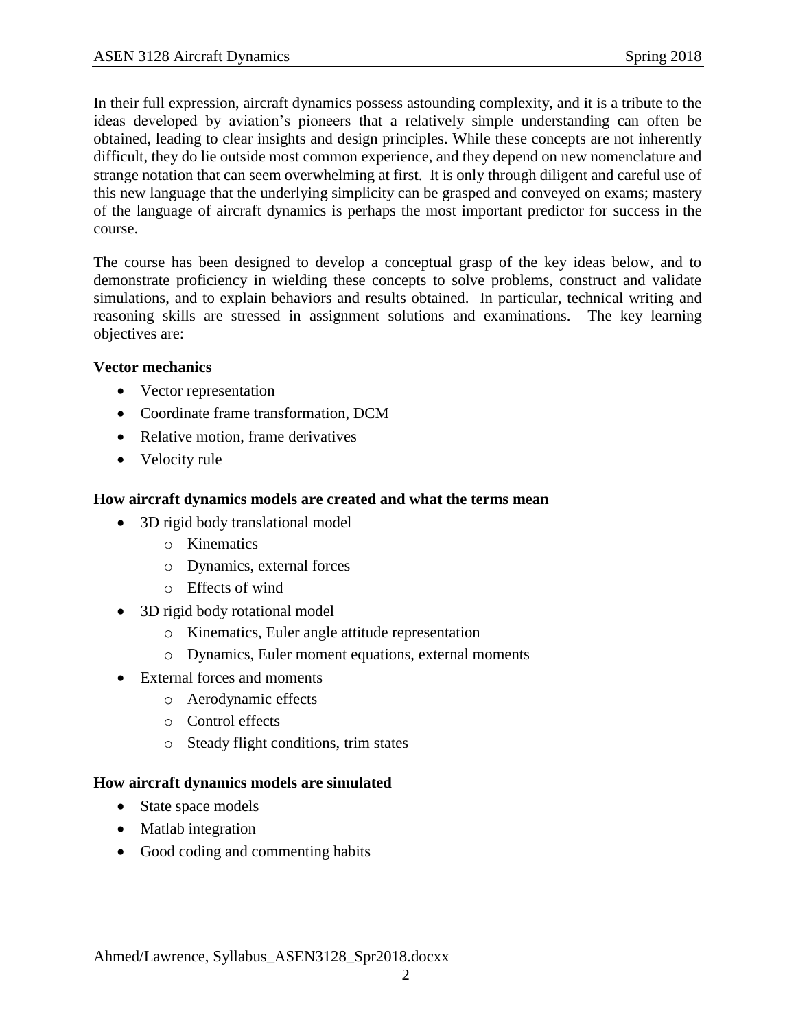In their full expression, aircraft dynamics possess astounding complexity, and it is a tribute to the ideas developed by aviation's pioneers that a relatively simple understanding can often be obtained, leading to clear insights and design principles. While these concepts are not inherently difficult, they do lie outside most common experience, and they depend on new nomenclature and strange notation that can seem overwhelming at first. It is only through diligent and careful use of this new language that the underlying simplicity can be grasped and conveyed on exams; mastery of the language of aircraft dynamics is perhaps the most important predictor for success in the course.

The course has been designed to develop a conceptual grasp of the key ideas below, and to demonstrate proficiency in wielding these concepts to solve problems, construct and validate simulations, and to explain behaviors and results obtained. In particular, technical writing and reasoning skills are stressed in assignment solutions and examinations. The key learning objectives are:

**Vector mechanics**

- Vector representation
- Coordinate frame transformation, DCM
- Relative motion, frame derivatives
- Velocity rule

**How aircraft dynamics models are created and what the terms mean**

- 3D rigid body translational model
  - Kinematics
  - Dynamics, external forces
  - Effects of wind
- 3D rigid body rotational model
  - Kinematics, Euler angle attitude representation
  - Dynamics, Euler moment equations, external moments
- External forces and moments
  - Aerodynamic effects
  - Control effects
  - Steady flight conditions, trim states

**How aircraft dynamics models are simulated**

- State space models
- Matlab integration
- Good coding and commenting habits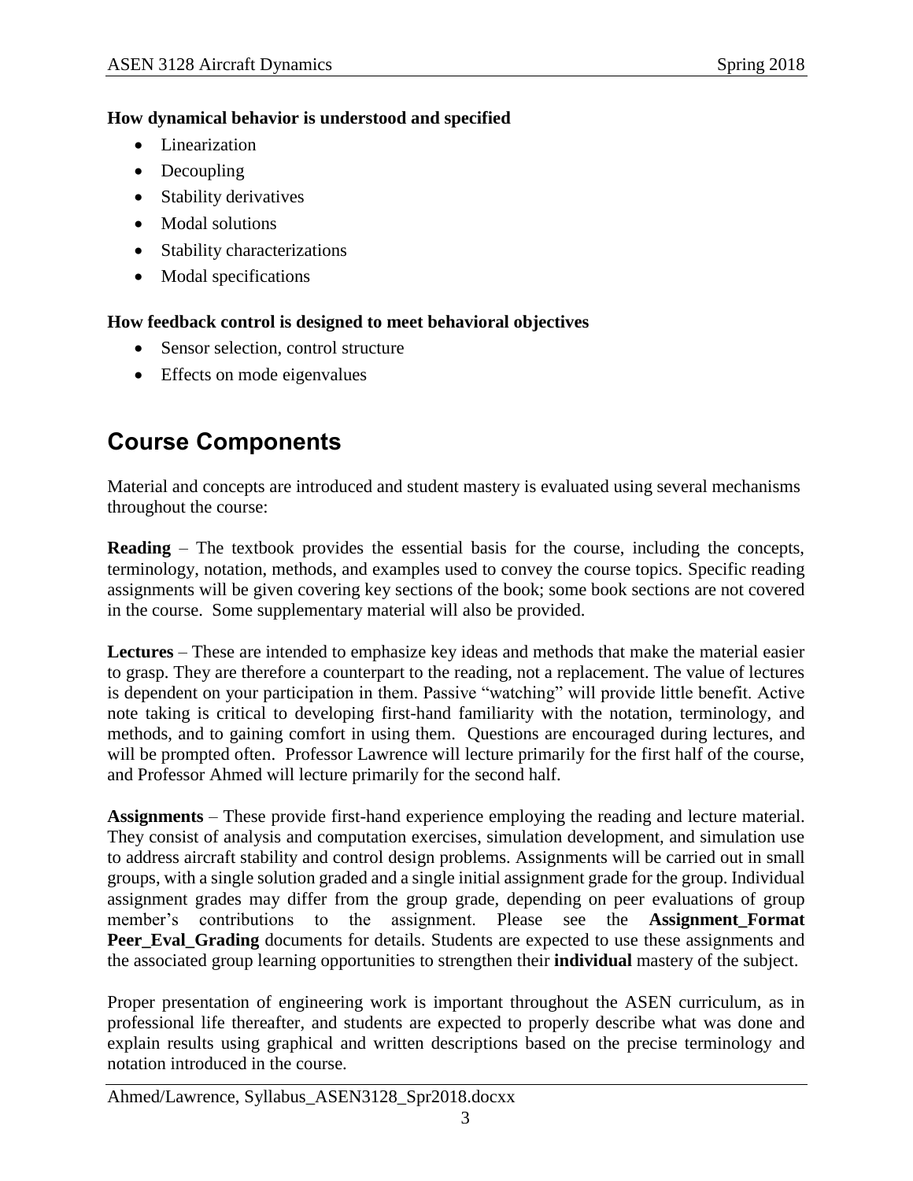**How dynamical behavior is understood and specified**

- Linearization
- Decoupling
- Stability derivatives
- Modal solutions
- Stability characterizations
- Modal specifications

**How feedback control is designed to meet behavioral objectives**

- Sensor selection, control structure
- Effects on mode eigenvalues

## Course Components

Material and concepts are introduced and student mastery is evaluated using several mechanisms throughout the course:

**Reading** – The textbook provides the essential basis for the course, including the concepts, terminology, notation, methods, and examples used to convey the course topics. Specific reading assignments will be given covering key sections of the book; some book sections are not covered in the course. Some supplementary material will also be provided.

**Lectures** – These are intended to emphasize key ideas and methods that make the material easier to grasp. They are therefore a counterpart to the reading, not a replacement. The value of lectures is dependent on your participation in them. Passive "watching" will provide little benefit. Active note taking is critical to developing first-hand familiarity with the notation, terminology, and methods, and to gaining comfort in using them. Questions are encouraged during lectures, and will be prompted often. Professor Lawrence will lecture primarily for the first half of the course, and Professor Ahmed will lecture primarily for the second half.

**Assignments** – These provide first-hand experience employing the reading and lecture material. They consist of analysis and computation exercises, simulation development, and simulation use to address aircraft stability and control design problems. Assignments will be carried out in small groups, with a single solution graded and a single initial assignment grade for the group. Individual assignment grades may differ from the group grade, depending on peer evaluations of group member's contributions to the assignment. Please see the **Assignment_Format Peer_Eval_Grading** documents for details. Students are expected to use these assignments and the associated group learning opportunities to strengthen their **individual** mastery of the subject.

Proper presentation of engineering work is important throughout the ASEN curriculum, as in professional life thereafter, and students are expected to properly describe what was done and explain results using graphical and written descriptions based on the precise terminology and notation introduced in the course.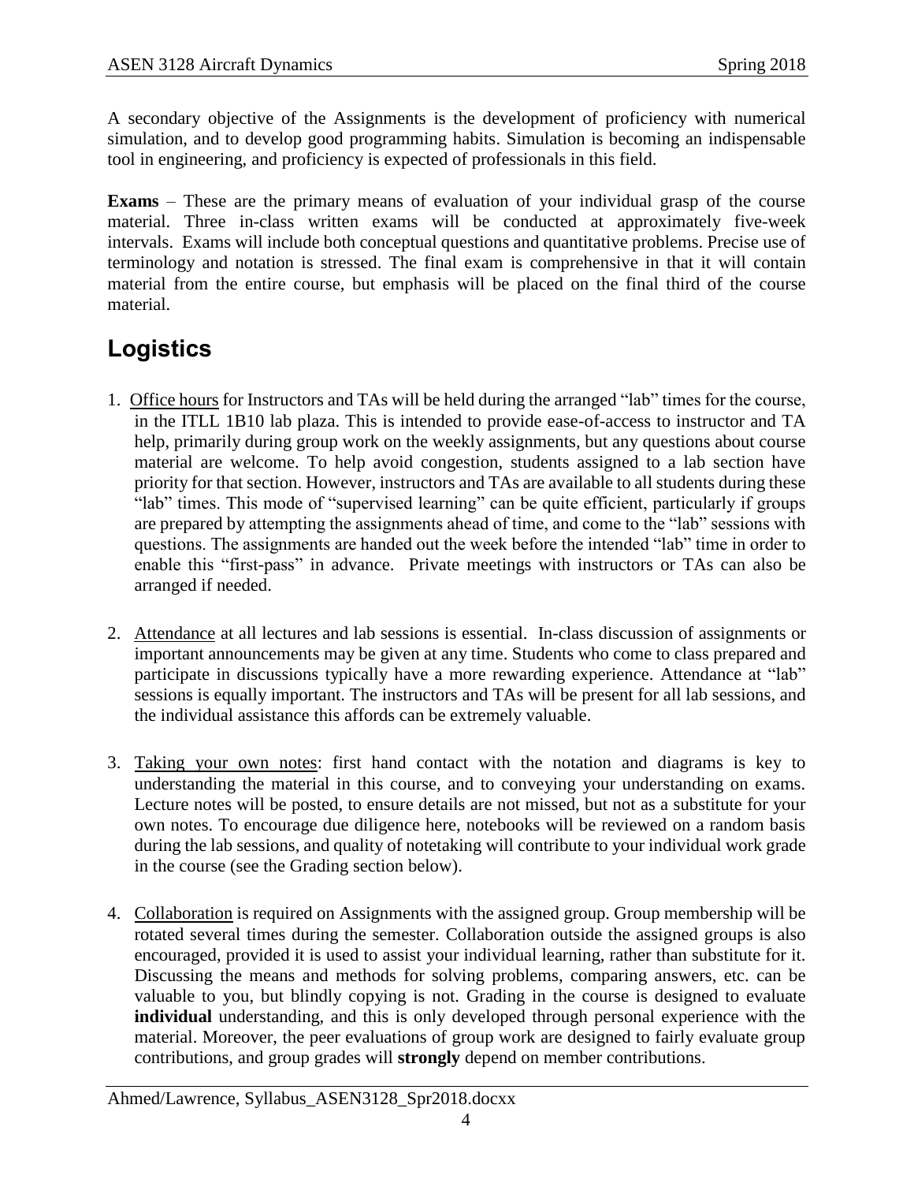A secondary objective of the Assignments is the development of proficiency with numerical simulation, and to develop good programming habits. Simulation is becoming an indispensable tool in engineering, and proficiency is expected of professionals in this field.

**Exams** – These are the primary means of evaluation of your individual grasp of the course material. Three in-class written exams will be conducted at approximately five-week intervals. Exams will include both conceptual questions and quantitative problems. Precise use of terminology and notation is stressed. The final exam is comprehensive in that it will contain material from the entire course, but emphasis will be placed on the final third of the course material.

## Logistics

1. Office hours for Instructors and TAs will be held during the arranged "lab" times for the course, in the ITLL 1B10 lab plaza. This is intended to provide ease-of-access to instructor and TA help, primarily during group work on the weekly assignments, but any questions about course material are welcome. To help avoid congestion, students assigned to a lab section have priority for that section. However, instructors and TAs are available to all students during these "lab" times. This mode of "supervised learning" can be quite efficient, particularly if groups are prepared by attempting the assignments ahead of time, and come to the "lab" sessions with questions. The assignments are handed out the week before the intended "lab" time in order to enable this "first-pass" in advance. Private meetings with instructors or TAs can also be arranged if needed.

2. Attendance at all lectures and lab sessions is essential. In-class discussion of assignments or important announcements may be given at any time. Students who come to class prepared and participate in discussions typically have a more rewarding experience. Attendance at "lab" sessions is equally important. The instructors and TAs will be present for all lab sessions, and the individual assistance this affords can be extremely valuable.

3. Taking your own notes: first hand contact with the notation and diagrams is key to understanding the material in this course, and to conveying your understanding on exams. Lecture notes will be posted, to ensure details are not missed, but not as a substitute for your own notes. To encourage due diligence here, notebooks will be reviewed on a random basis during the lab sessions, and quality of notetaking will contribute to your individual work grade in the course (see the Grading section below).

4. Collaboration is required on Assignments with the assigned group. Group membership will be rotated several times during the semester. Collaboration outside the assigned groups is also encouraged, provided it is used to assist your individual learning, rather than substitute for it. Discussing the means and methods for solving problems, comparing answers, etc. can be valuable to you, but blindly copying is not. Grading in the course is designed to evaluate **individual** understanding, and this is only developed through personal experience with the material. Moreover, the peer evaluations of group work are designed to fairly evaluate group contributions, and group grades will **strongly** depend on member contributions.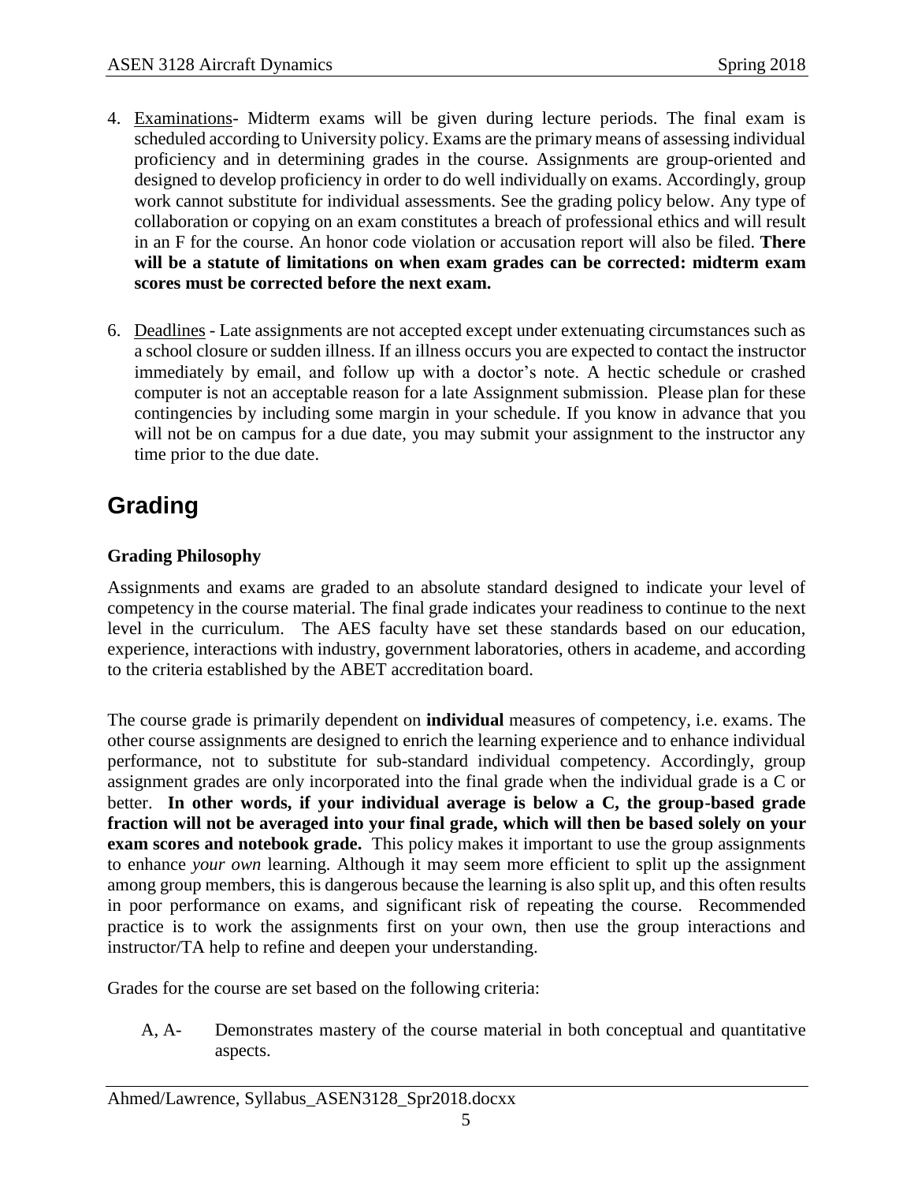4. Examinations- Midterm exams will be given during lecture periods. The final exam is scheduled according to University policy. Exams are the primary means of assessing individual proficiency and in determining grades in the course. Assignments are group-oriented and designed to develop proficiency in order to do well individually on exams. Accordingly, group work cannot substitute for individual assessments. See the grading policy below. Any type of collaboration or copying on an exam constitutes a breach of professional ethics and will result in an F for the course. An honor code violation or accusation report will also be filed. **There will be a statute of limitations on when exam grades can be corrected: midterm exam scores must be corrected before the next exam.**

6. Deadlines - Late assignments are not accepted except under extenuating circumstances such as a school closure or sudden illness. If an illness occurs you are expected to contact the instructor immediately by email, and follow up with a doctor's note. A hectic schedule or crashed computer is not an acceptable reason for a late Assignment submission. Please plan for these contingencies by including some margin in your schedule. If you know in advance that you will not be on campus for a due date, you may submit your assignment to the instructor any time prior to the due date.

# Grading

**Grading Philosophy**

Assignments and exams are graded to an absolute standard designed to indicate your level of competency in the course material. The final grade indicates your readiness to continue to the next level in the curriculum. The AES faculty have set these standards based on our education, experience, interactions with industry, government laboratories, others in academe, and according to the criteria established by the ABET accreditation board.

The course grade is primarily dependent on **individual** measures of competency, i.e. exams. The other course assignments are designed to enrich the learning experience and to enhance individual performance, not to substitute for sub-standard individual competency. Accordingly, group assignment grades are only incorporated into the final grade when the individual grade is a C or better. **In other words, if your individual average is below a C, the group-based grade fraction will not be averaged into your final grade, which will then be based solely on your exam scores and notebook grade.** This policy makes it important to use the group assignments to enhance *your own* learning. Although it may seem more efficient to split up the assignment among group members, this is dangerous because the learning is also split up, and this often results in poor performance on exams, and significant risk of repeating the course. Recommended practice is to work the assignments first on your own, then use the group interactions and instructor/TA help to refine and deepen your understanding.

Grades for the course are set based on the following criteria:

A, A- Demonstrates mastery of the course material in both conceptual and quantitative aspects.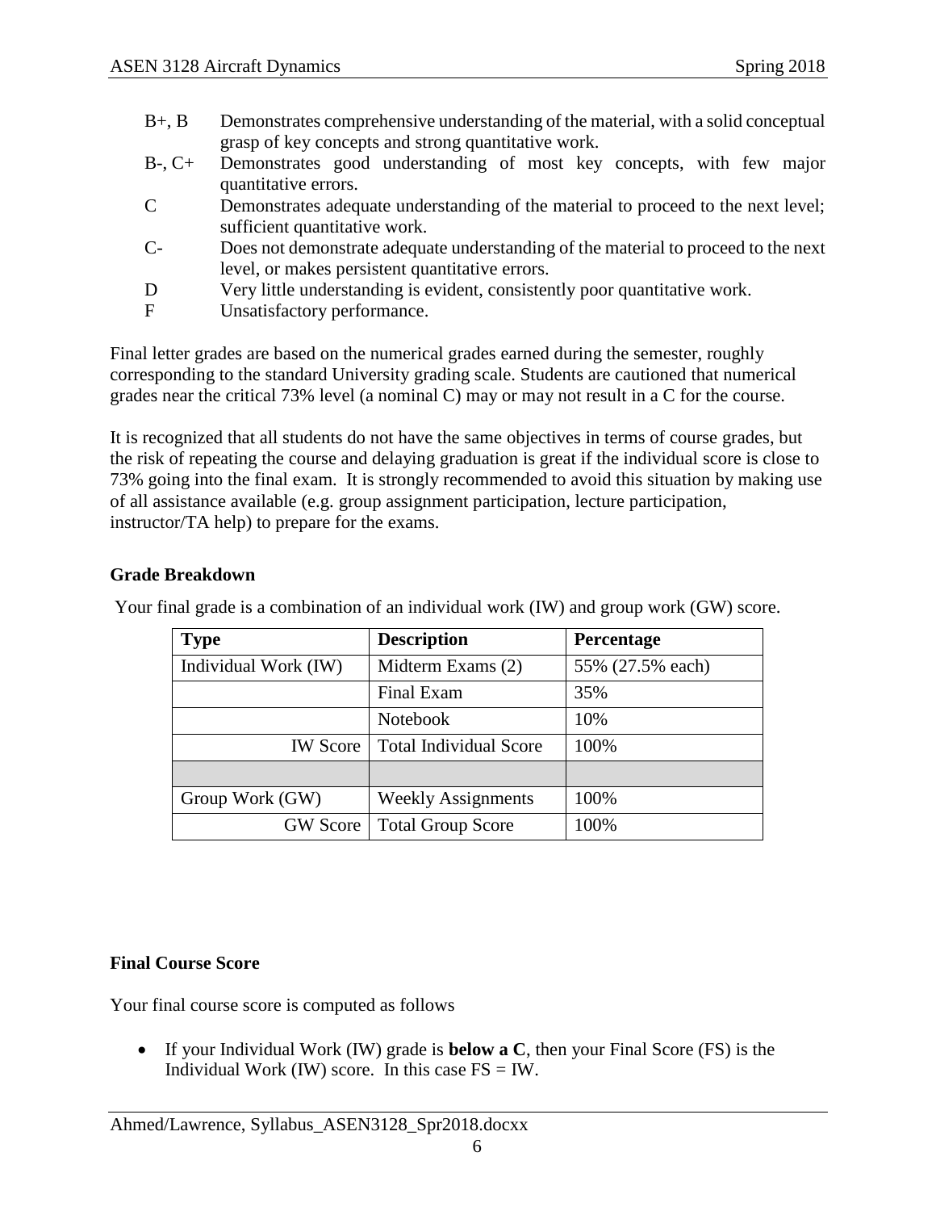| | |
|---|---|
| B+, B | Demonstrates comprehensive understanding of the material, with a solid conceptual grasp of key concepts and strong quantitative work. |
| B-, C+ | Demonstrates good understanding of most key concepts, with few major quantitative errors. |
| C | Demonstrates adequate understanding of the material to proceed to the next level; sufficient quantitative work. |
| C- | Does not demonstrate adequate understanding of the material to proceed to the next level, or makes persistent quantitative errors. |
| D | Very little understanding is evident, consistently poor quantitative work. |
| F | Unsatisfactory performance. |

Final letter grades are based on the numerical grades earned during the semester, roughly corresponding to the standard University grading scale. Students are cautioned that numerical grades near the critical 73% level (a nominal C) may or may not result in a C for the course.

It is recognized that all students do not have the same objectives in terms of course grades, but the risk of repeating the course and delaying graduation is great if the individual score is close to 73% going into the final exam. It is strongly recommended to avoid this situation by making use of all assistance available (e.g. group assignment participation, lecture participation, instructor/TA help) to prepare for the exams.

**Grade Breakdown**

Your final grade is a combination of an individual work (IW) and group work (GW) score.

| Type | Description | Percentage |
|---|---|---|
| Individual Work (IW) | Midterm Exams (2) | 55% (27.5% each) |
| | Final Exam | 35% |
| | Notebook | 10% |
| IW Score | Total Individual Score | 100% |
| | | |
| Group Work (GW) | Weekly Assignments | 100% |
| GW Score | Total Group Score | 100% |

**Final Course Score**

Your final course score is computed as follows

- If your Individual Work (IW) grade is **below a C**, then your Final Score (FS) is the Individual Work (IW) score. In this case FS = IW.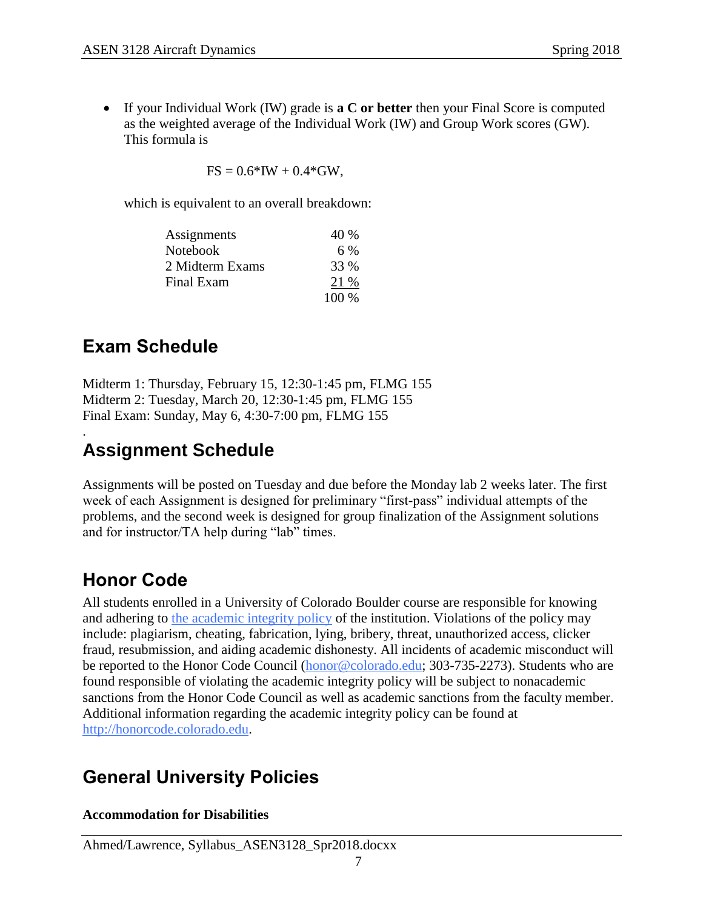- If your Individual Work (IW) grade is **a C or better** then your Final Score is computed as the weighted average of the Individual Work (IW) and Group Work scores (GW). This formula is

  $$FS = 0.6*IW + 0.4*GW,$$

  which is equivalent to an overall breakdown:

| | |
|---|---|
| Assignments | 40 % |
| Notebook | 6 % |
| 2 Midterm Exams | 33 % |
| Final Exam | 21 % |
| | 100 % |

## Exam Schedule

Midterm 1: Thursday, February 15, 12:30-1:45 pm, FLMG 155
Midterm 2: Tuesday, March 20, 12:30-1:45 pm, FLMG 155
Final Exam: Sunday, May 6, 4:30-7:00 pm, FLMG 155

.

## Assignment Schedule

Assignments will be posted on Tuesday and due before the Monday lab 2 weeks later. The first week of each Assignment is designed for preliminary "first-pass" individual attempts of the problems, and the second week is designed for group finalization of the Assignment solutions and for instructor/TA help during "lab" times.

## Honor Code

All students enrolled in a University of Colorado Boulder course are responsible for knowing and adhering to the academic integrity policy of the institution. Violations of the policy may include: plagiarism, cheating, fabrication, lying, bribery, threat, unauthorized access, clicker fraud, resubmission, and aiding academic dishonesty. All incidents of academic misconduct will be reported to the Honor Code Council (honor@colorado.edu; 303-735-2273). Students who are found responsible of violating the academic integrity policy will be subject to nonacademic sanctions from the Honor Code Council as well as academic sanctions from the faculty member. Additional information regarding the academic integrity policy can be found at http://honorcode.colorado.edu.

## General University Policies

**Accommodation for Disabilities**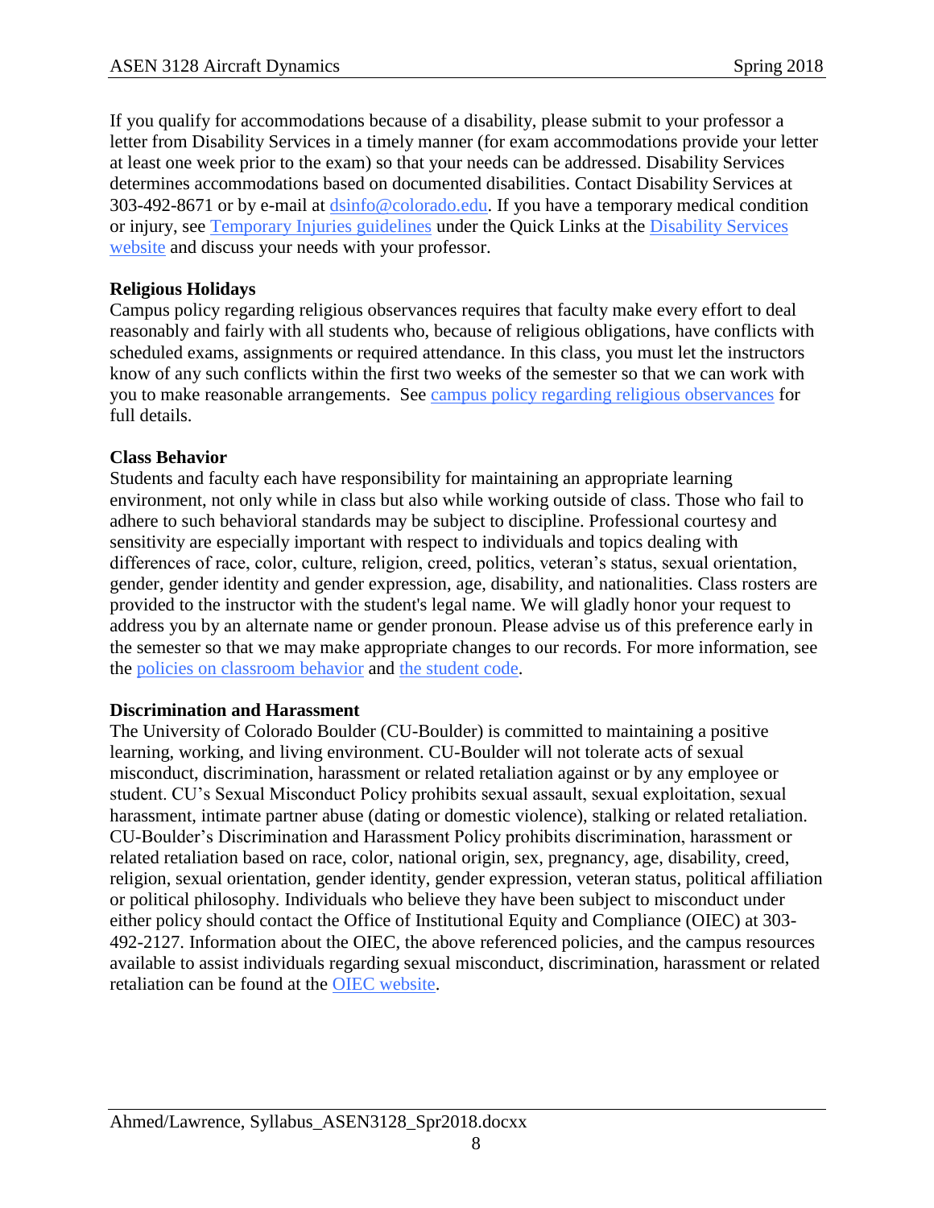If you qualify for accommodations because of a disability, please submit to your professor a letter from Disability Services in a timely manner (for exam accommodations provide your letter at least one week prior to the exam) so that your needs can be addressed. Disability Services determines accommodations based on documented disabilities. Contact Disability Services at 303-492-8671 or by e-mail at dsinfo@colorado.edu. If you have a temporary medical condition or injury, see Temporary Injuries guidelines under the Quick Links at the Disability Services website and discuss your needs with your professor.

**Religious Holidays**

Campus policy regarding religious observances requires that faculty make every effort to deal reasonably and fairly with all students who, because of religious obligations, have conflicts with scheduled exams, assignments or required attendance. In this class, you must let the instructors know of any such conflicts within the first two weeks of the semester so that we can work with you to make reasonable arrangements. See campus policy regarding religious observances for full details.

**Class Behavior**

Students and faculty each have responsibility for maintaining an appropriate learning environment, not only while in class but also while working outside of class. Those who fail to adhere to such behavioral standards may be subject to discipline. Professional courtesy and sensitivity are especially important with respect to individuals and topics dealing with differences of race, color, culture, religion, creed, politics, veteran's status, sexual orientation, gender, gender identity and gender expression, age, disability, and nationalities. Class rosters are provided to the instructor with the student's legal name. We will gladly honor your request to address you by an alternate name or gender pronoun. Please advise us of this preference early in the semester so that we may make appropriate changes to our records. For more information, see the policies on classroom behavior and the student code.

**Discrimination and Harassment**

The University of Colorado Boulder (CU-Boulder) is committed to maintaining a positive learning, working, and living environment. CU-Boulder will not tolerate acts of sexual misconduct, discrimination, harassment or related retaliation against or by any employee or student. CU's Sexual Misconduct Policy prohibits sexual assault, sexual exploitation, sexual harassment, intimate partner abuse (dating or domestic violence), stalking or related retaliation. CU-Boulder's Discrimination and Harassment Policy prohibits discrimination, harassment or related retaliation based on race, color, national origin, sex, pregnancy, age, disability, creed, religion, sexual orientation, gender identity, gender expression, veteran status, political affiliation or political philosophy. Individuals who believe they have been subject to misconduct under either policy should contact the Office of Institutional Equity and Compliance (OIEC) at 303-492-2127. Information about the OIEC, the above referenced policies, and the campus resources available to assist individuals regarding sexual misconduct, discrimination, harassment or related retaliation can be found at the OIEC website.